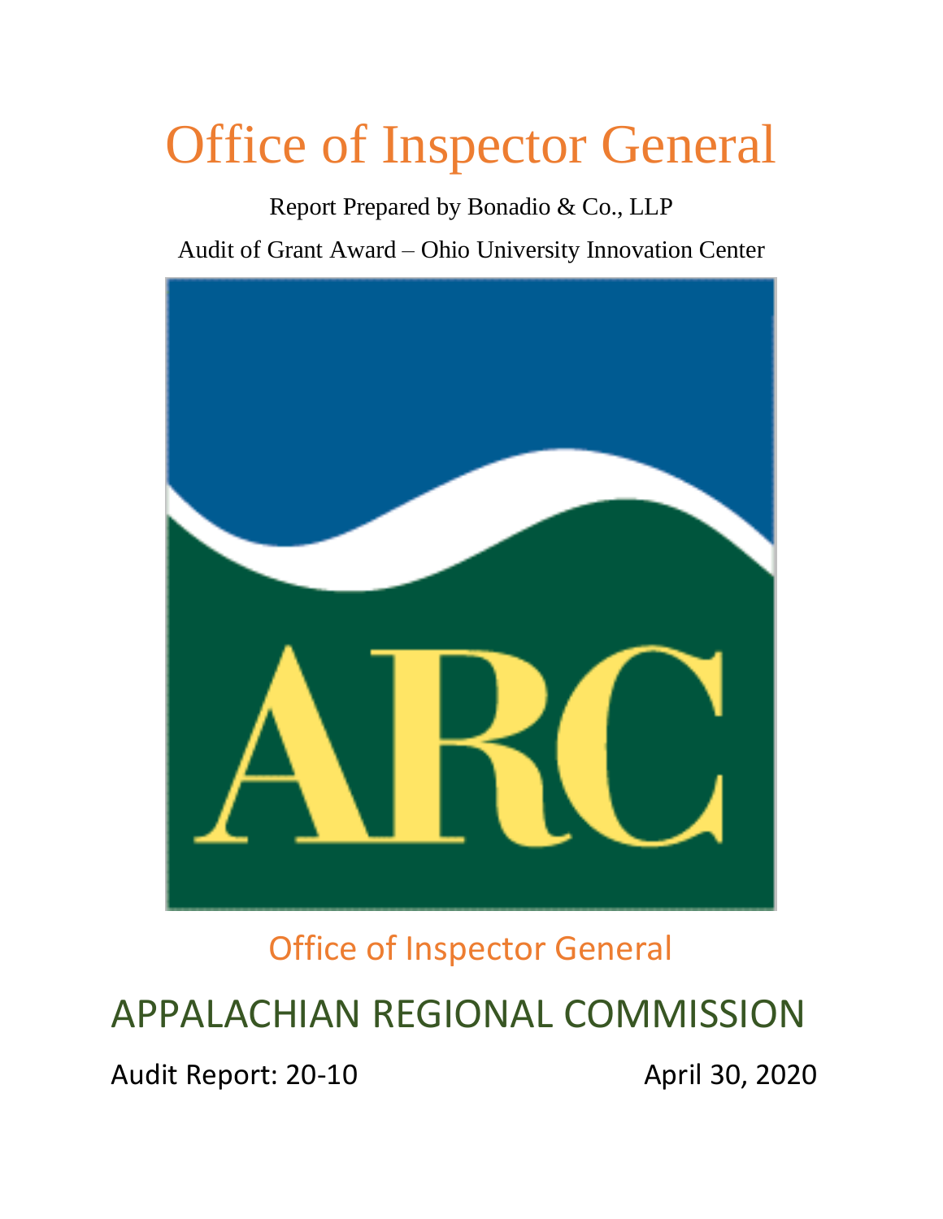# Office of Inspector General

Report Prepared by Bonadio & Co., LLP

Audit of Grant Award – Ohio University Innovation Center

ARC

Office of Inspector General

## APPALACHIAN REGIONAL COMMISSION

Audit Report: 20-10

April 30, 2020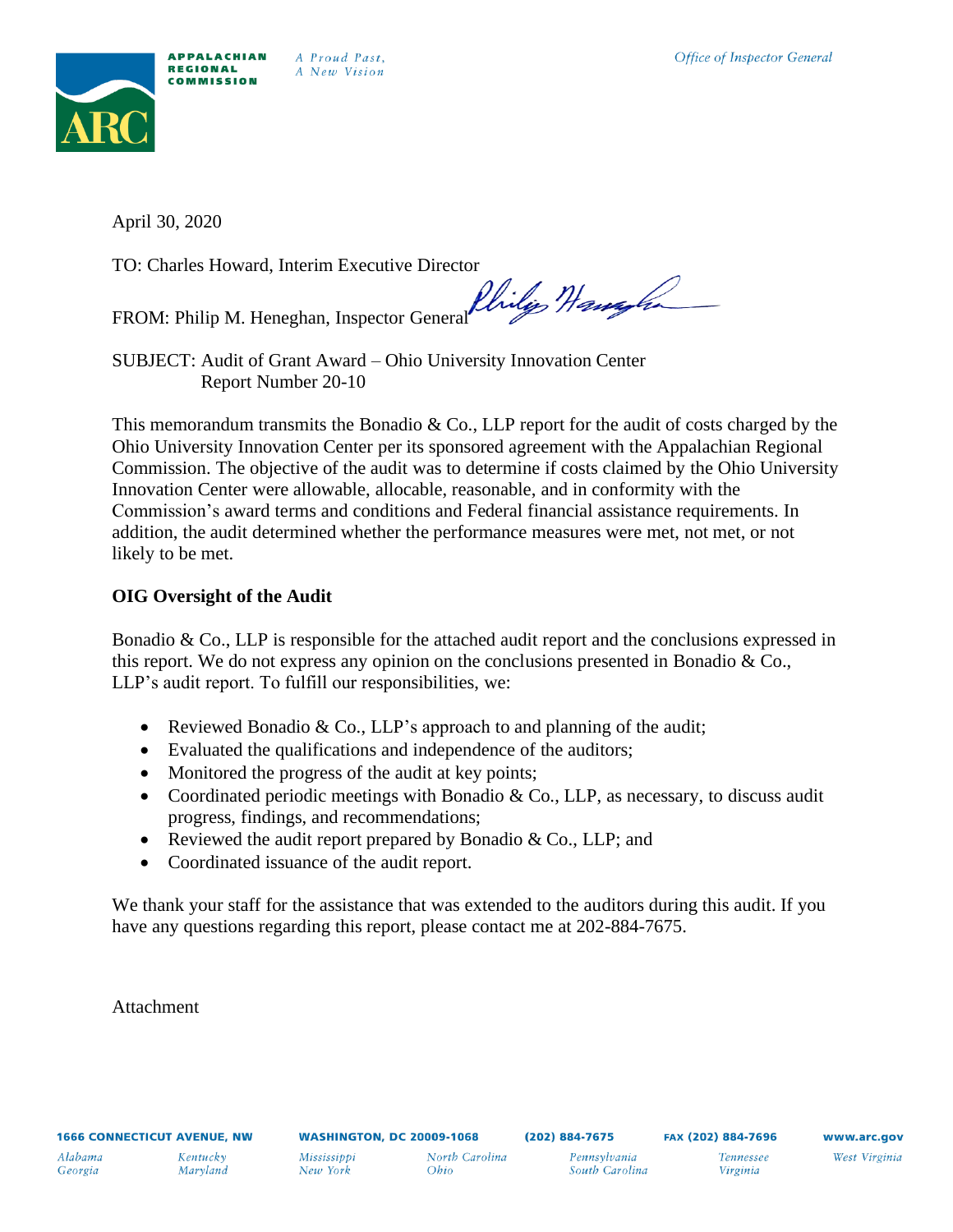Office of Inspector General

April 30, 2020

TO: Charles Howard, Interim Executive Director

FROM: Philip M. Heneghan, Inspector General

SUBJECT: Audit of Grant Award – Ohio University Innovation Center
Report Number 20-10

This memorandum transmits the Bonadio & Co., LLP report for the audit of costs charged by the Ohio University Innovation Center per its sponsored agreement with the Appalachian Regional Commission. The objective of the audit was to determine if costs claimed by the Ohio University Innovation Center were allowable, allocable, reasonable, and in conformity with the Commission's award terms and conditions and Federal financial assistance requirements. In addition, the audit determined whether the performance measures were met, not met, or not likely to be met.

**OIG Oversight of the Audit**

Bonadio & Co., LLP is responsible for the attached audit report and the conclusions expressed in this report. We do not express any opinion on the conclusions presented in Bonadio & Co., LLP's audit report. To fulfill our responsibilities, we:

- Reviewed Bonadio & Co., LLP's approach to and planning of the audit;
- Evaluated the qualifications and independence of the auditors;
- Monitored the progress of the audit at key points;
- Coordinated periodic meetings with Bonadio & Co., LLP, as necessary, to discuss audit progress, findings, and recommendations;
- Reviewed the audit report prepared by Bonadio & Co., LLP; and
- Coordinated issuance of the audit report.

We thank your staff for the assistance that was extended to the auditors during this audit. If you have any questions regarding this report, please contact me at 202-884-7675.

Attachment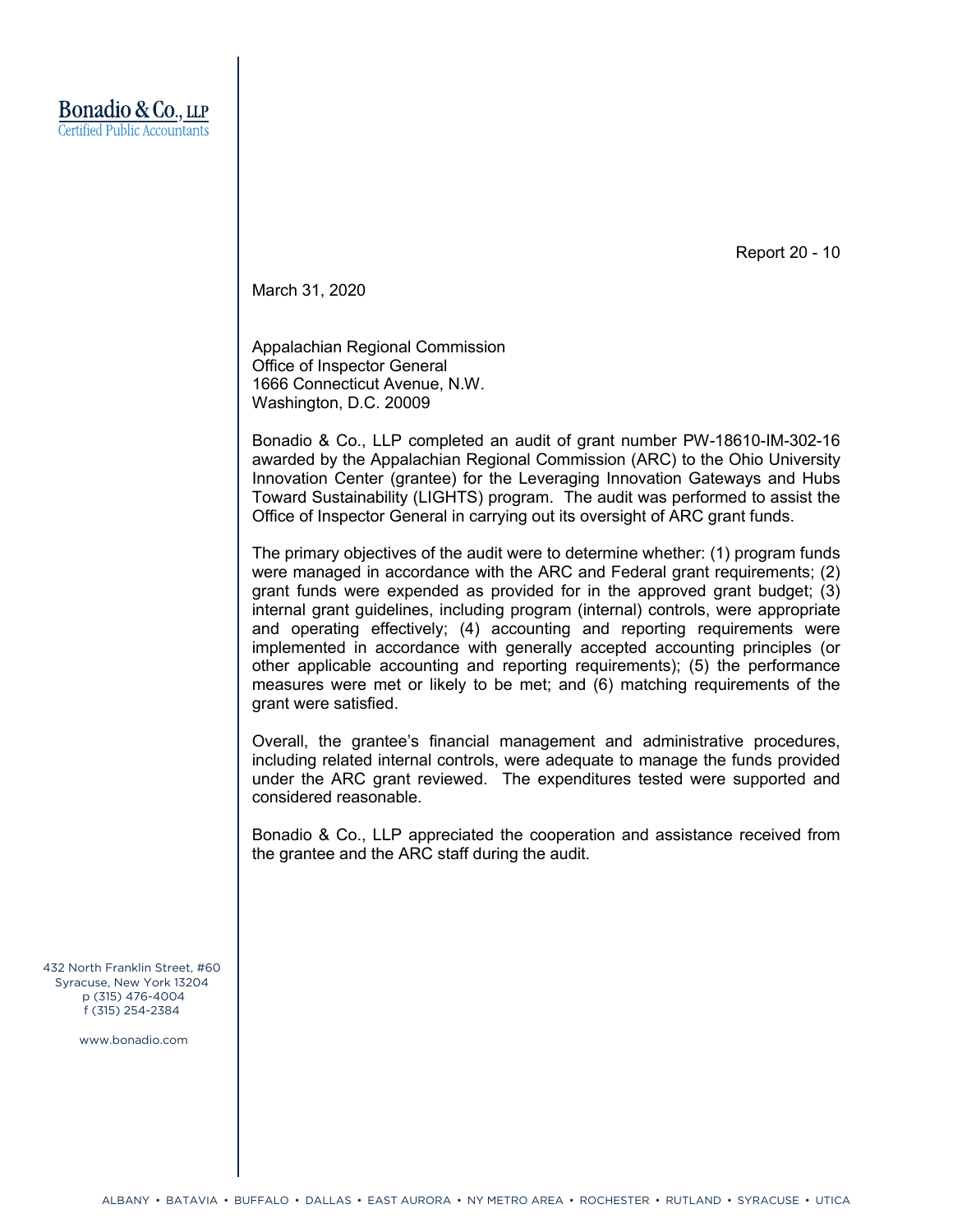**Bonadio & Co., LLP**
Certified Public Accountants

Report 20 - 10

March 31, 2020

Appalachian Regional Commission
Office of Inspector General
1666 Connecticut Avenue, N.W.
Washington, D.C. 20009

Bonadio & Co., LLP completed an audit of grant number PW-18610-IM-302-16 awarded by the Appalachian Regional Commission (ARC) to the Ohio University Innovation Center (grantee) for the Leveraging Innovation Gateways and Hubs Toward Sustainability (LIGHTS) program. The audit was performed to assist the Office of Inspector General in carrying out its oversight of ARC grant funds.

The primary objectives of the audit were to determine whether: (1) program funds were managed in accordance with the ARC and Federal grant requirements; (2) grant funds were expended as provided for in the approved grant budget; (3) internal grant guidelines, including program (internal) controls, were appropriate and operating effectively; (4) accounting and reporting requirements were implemented in accordance with generally accepted accounting principles (or other applicable accounting and reporting requirements); (5) the performance measures were met or likely to be met; and (6) matching requirements of the grant were satisfied.

Overall, the grantee's financial management and administrative procedures, including related internal controls, were adequate to manage the funds provided under the ARC grant reviewed. The expenditures tested were supported and considered reasonable.

Bonadio & Co., LLP appreciated the cooperation and assistance received from the grantee and the ARC staff during the audit.

432 North Franklin Street, #60
Syracuse, New York 13204
p (315) 476-4004
f (315) 254-2384

www.bonadio.com

ALBANY • BATAVIA • BUFFALO • DALLAS • EAST AURORA • NY METRO AREA • ROCHESTER • RUTLAND • SYRACUSE • UTICA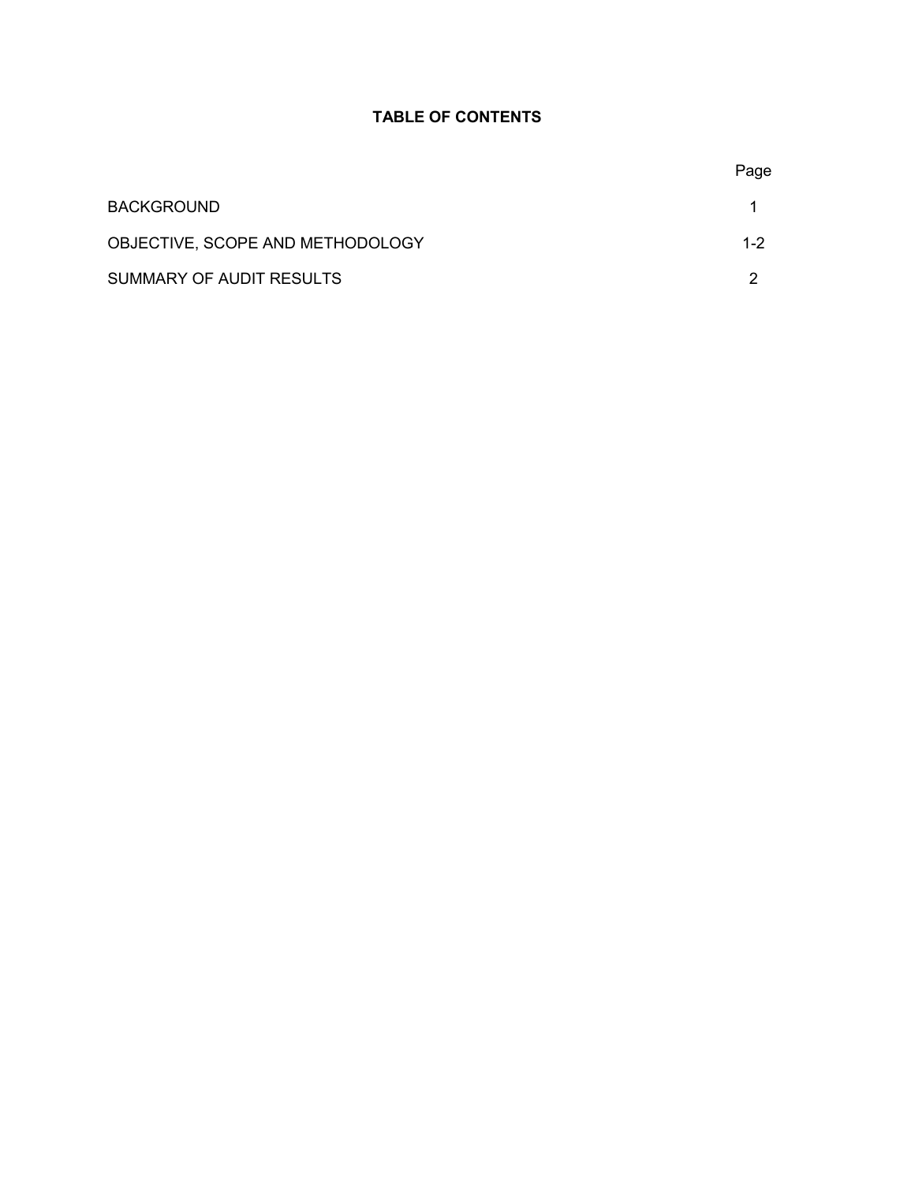**TABLE OF CONTENTS**

| | Page |
|---|---|
| BACKGROUND | 1 |
| OBJECTIVE, SCOPE AND METHODOLOGY | 1-2 |
| SUMMARY OF AUDIT RESULTS | 2 |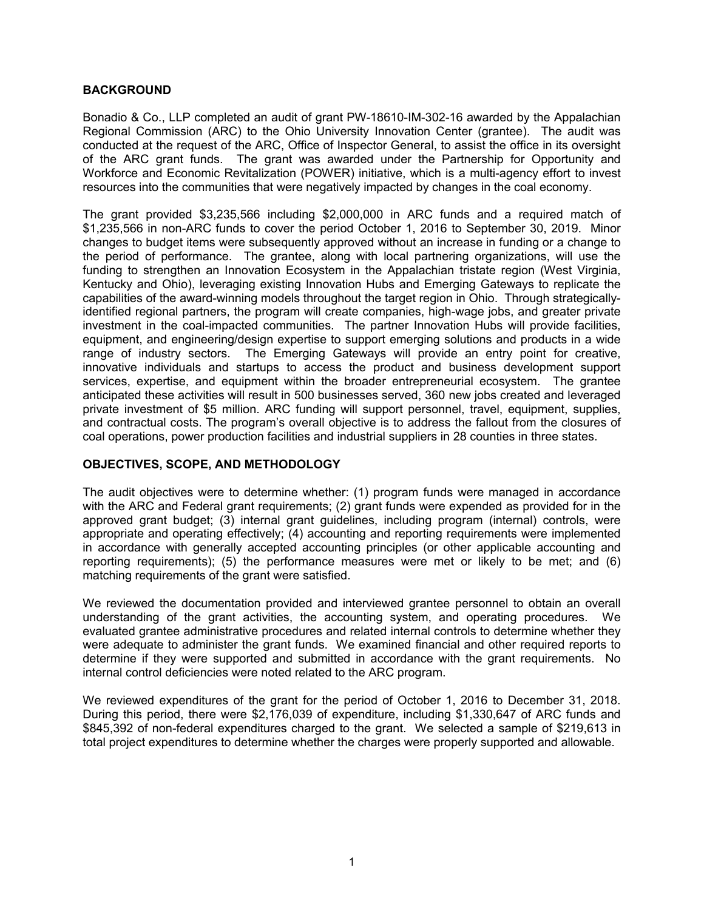## BACKGROUND

Bonadio & Co., LLP completed an audit of grant PW-18610-IM-302-16 awarded by the Appalachian Regional Commission (ARC) to the Ohio University Innovation Center (grantee). The audit was conducted at the request of the ARC, Office of Inspector General, to assist the office in its oversight of the ARC grant funds. The grant was awarded under the Partnership for Opportunity and Workforce and Economic Revitalization (POWER) initiative, which is a multi-agency effort to invest resources into the communities that were negatively impacted by changes in the coal economy.

The grant provided $3,235,566 including $2,000,000 in ARC funds and a required match of $1,235,566 in non-ARC funds to cover the period October 1, 2016 to September 30, 2019. Minor changes to budget items were subsequently approved without an increase in funding or a change to the period of performance. The grantee, along with local partnering organizations, will use the funding to strengthen an Innovation Ecosystem in the Appalachian tristate region (West Virginia, Kentucky and Ohio), leveraging existing Innovation Hubs and Emerging Gateways to replicate the capabilities of the award-winning models throughout the target region in Ohio. Through strategically-identified regional partners, the program will create companies, high-wage jobs, and greater private investment in the coal-impacted communities. The partner Innovation Hubs will provide facilities, equipment, and engineering/design expertise to support emerging solutions and products in a wide range of industry sectors. The Emerging Gateways will provide an entry point for creative, innovative individuals and startups to access the product and business development support services, expertise, and equipment within the broader entrepreneurial ecosystem. The grantee anticipated these activities will result in 500 businesses served, 360 new jobs created and leveraged private investment of $5 million. ARC funding will support personnel, travel, equipment, supplies, and contractual costs. The program's overall objective is to address the fallout from the closures of coal operations, power production facilities and industrial suppliers in 28 counties in three states.

## OBJECTIVES, SCOPE, AND METHODOLOGY

The audit objectives were to determine whether: (1) program funds were managed in accordance with the ARC and Federal grant requirements; (2) grant funds were expended as provided for in the approved grant budget; (3) internal grant guidelines, including program (internal) controls, were appropriate and operating effectively; (4) accounting and reporting requirements were implemented in accordance with generally accepted accounting principles (or other applicable accounting and reporting requirements); (5) the performance measures were met or likely to be met; and (6) matching requirements of the grant were satisfied.

We reviewed the documentation provided and interviewed grantee personnel to obtain an overall understanding of the grant activities, the accounting system, and operating procedures. We evaluated grantee administrative procedures and related internal controls to determine whether they were adequate to administer the grant funds. We examined financial and other required reports to determine if they were supported and submitted in accordance with the grant requirements. No internal control deficiencies were noted related to the ARC program.

We reviewed expenditures of the grant for the period of October 1, 2016 to December 31, 2018. During this period, there were $2,176,039 of expenditure, including $1,330,647 of ARC funds and $845,392 of non-federal expenditures charged to the grant. We selected a sample of $219,613 in total project expenditures to determine whether the charges were properly supported and allowable.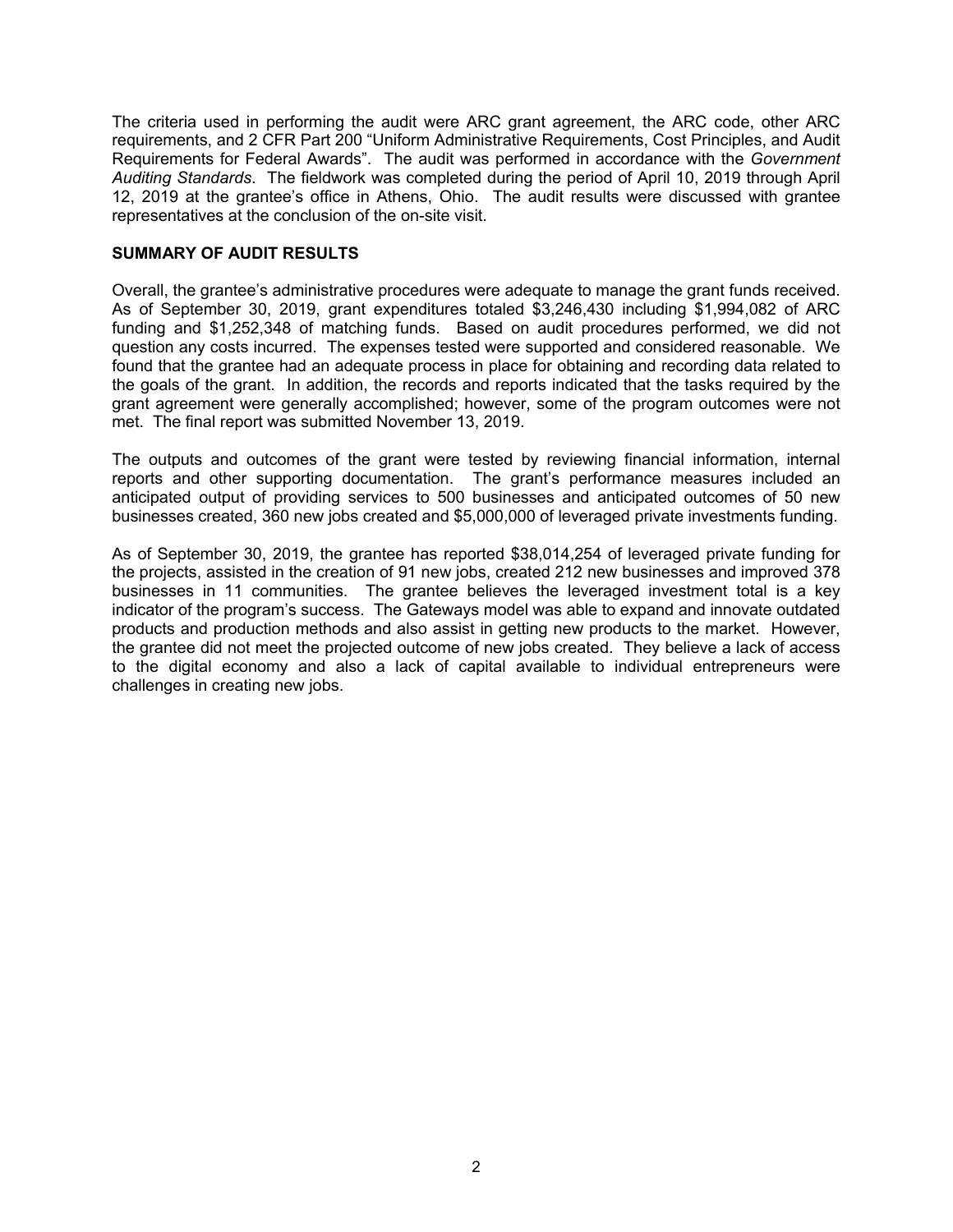The criteria used in performing the audit were ARC grant agreement, the ARC code, other ARC requirements, and 2 CFR Part 200 "Uniform Administrative Requirements, Cost Principles, and Audit Requirements for Federal Awards". The audit was performed in accordance with the *Government Auditing Standards*. The fieldwork was completed during the period of April 10, 2019 through April 12, 2019 at the grantee's office in Athens, Ohio. The audit results were discussed with grantee representatives at the conclusion of the on-site visit.

## SUMMARY OF AUDIT RESULTS

Overall, the grantee's administrative procedures were adequate to manage the grant funds received. As of September 30, 2019, grant expenditures totaled $3,246,430 including $1,994,082 of ARC funding and $1,252,348 of matching funds. Based on audit procedures performed, we did not question any costs incurred. The expenses tested were supported and considered reasonable. We found that the grantee had an adequate process in place for obtaining and recording data related to the goals of the grant. In addition, the records and reports indicated that the tasks required by the grant agreement were generally accomplished; however, some of the program outcomes were not met. The final report was submitted November 13, 2019.

The outputs and outcomes of the grant were tested by reviewing financial information, internal reports and other supporting documentation. The grant's performance measures included an anticipated output of providing services to 500 businesses and anticipated outcomes of 50 new businesses created, 360 new jobs created and $5,000,000 of leveraged private investments funding.

As of September 30, 2019, the grantee has reported $38,014,254 of leveraged private funding for the projects, assisted in the creation of 91 new jobs, created 212 new businesses and improved 378 businesses in 11 communities. The grantee believes the leveraged investment total is a key indicator of the program's success. The Gateways model was able to expand and innovate outdated products and production methods and also assist in getting new products to the market. However, the grantee did not meet the projected outcome of new jobs created. They believe a lack of access to the digital economy and also a lack of capital available to individual entrepreneurs were challenges in creating new jobs.